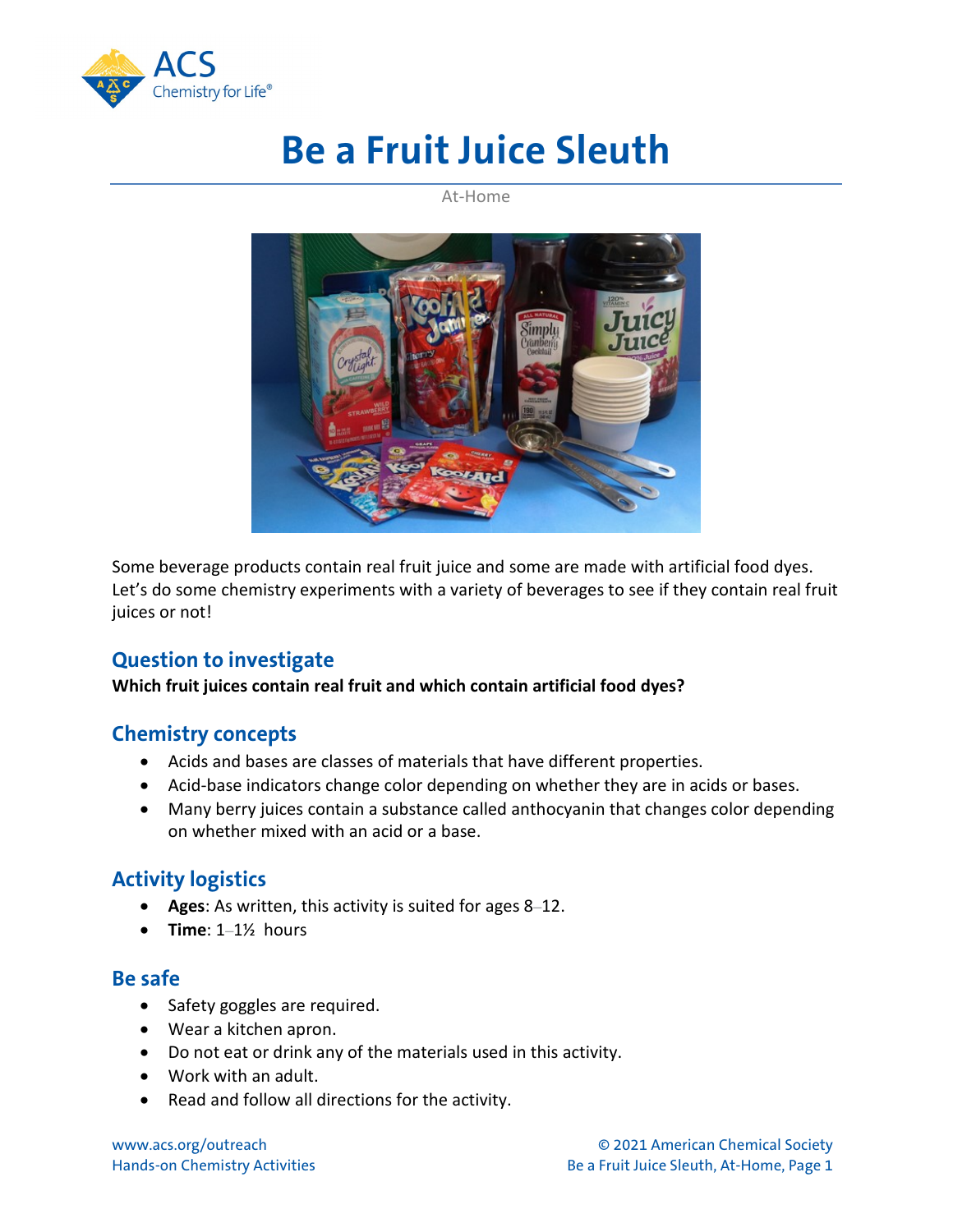# Be a Fruit Juice Sleuth

At-Home

Some beverage products contain real fruit juice and some are made with artificial food dyes. Let's do some chemistry experiments with a variety of beverages to see if they contain real fruit juices or not!

## Question to investigate

**Which fruit juices contain real fruit and which contain artificial food dyes?**

## Chemistry concepts

- Acids and bases are classes of materials that have different properties.
- Acid-base indicators change color depending on whether they are in acids or bases.
- Many berry juices contain a substance called anthocyanin that changes color depending on whether mixed with an acid or a base.

## Activity logistics

- **Ages**: As written, this activity is suited for ages 8–12.
- **Time**: 1–1½ hours

## Be safe

- Safety goggles are required.
- Wear a kitchen apron.
- Do not eat or drink any of the materials used in this activity.
- Work with an adult.
- Read and follow all directions for the activity.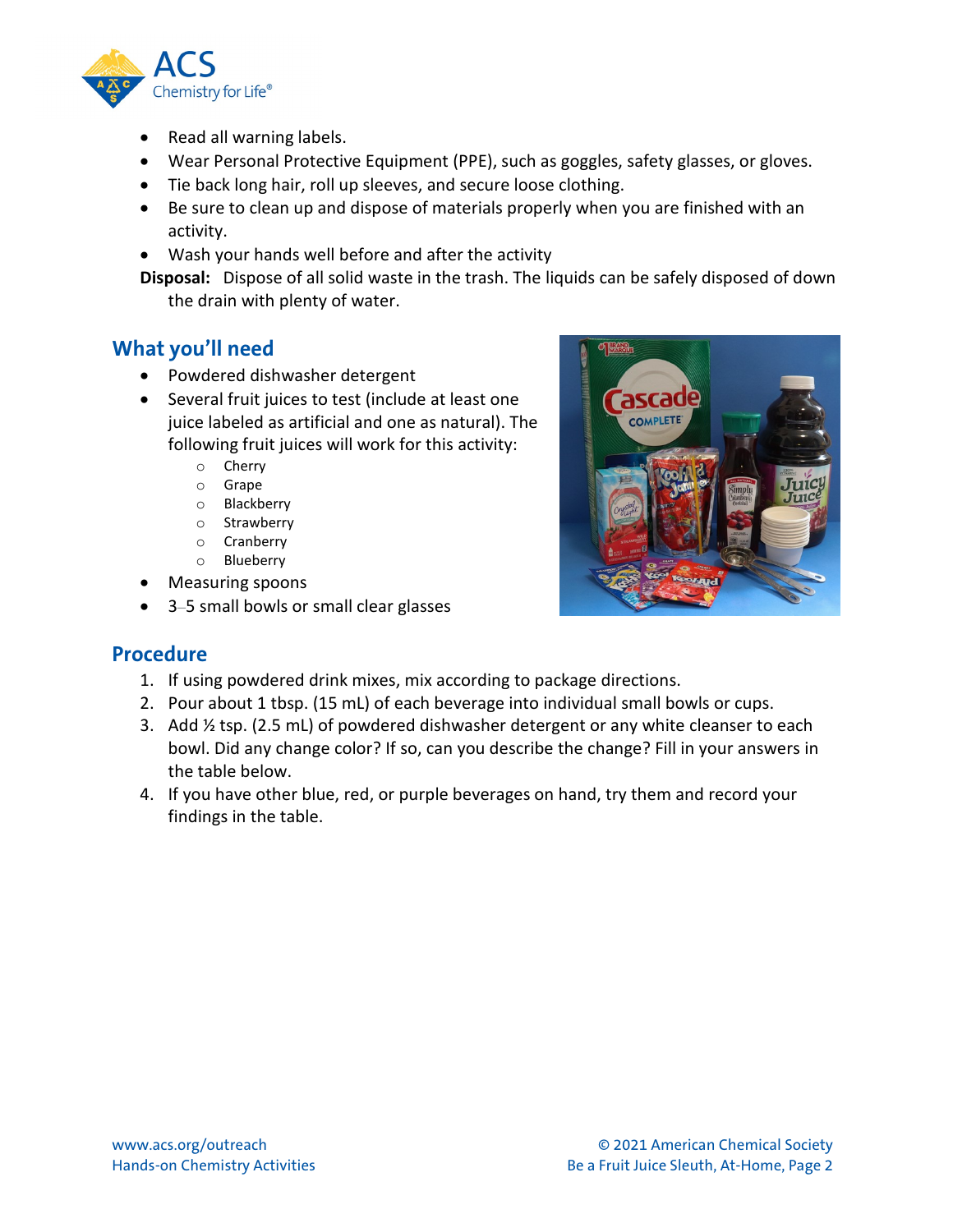- Read all warning labels.
- Wear Personal Protective Equipment (PPE), such as goggles, safety glasses, or gloves.
- Tie back long hair, roll up sleeves, and secure loose clothing.
- Be sure to clean up and dispose of materials properly when you are finished with an activity.
- Wash your hands well before and after the activity

**Disposal:** Dispose of all solid waste in the trash. The liquids can be safely disposed of down the drain with plenty of water.

## What you'll need

- Powdered dishwasher detergent
- Several fruit juices to test (include at least one juice labeled as artificial and one as natural). The following fruit juices will work for this activity:
    - Cherry
    - Grape
    - Blackberry
    - Strawberry
    - Cranberry
    - Blueberry
- Measuring spoons
- 3–5 small bowls or small clear glasses

## Procedure

1. If using powdered drink mixes, mix according to package directions.
2. Pour about 1 tbsp. (15 mL) of each beverage into individual small bowls or cups.
3. Add ½ tsp. (2.5 mL) of powdered dishwasher detergent or any white cleanser to each bowl. Did any change color? If so, can you describe the change? Fill in your answers in the table below.
4. If you have other blue, red, or purple beverages on hand, try them and record your findings in the table.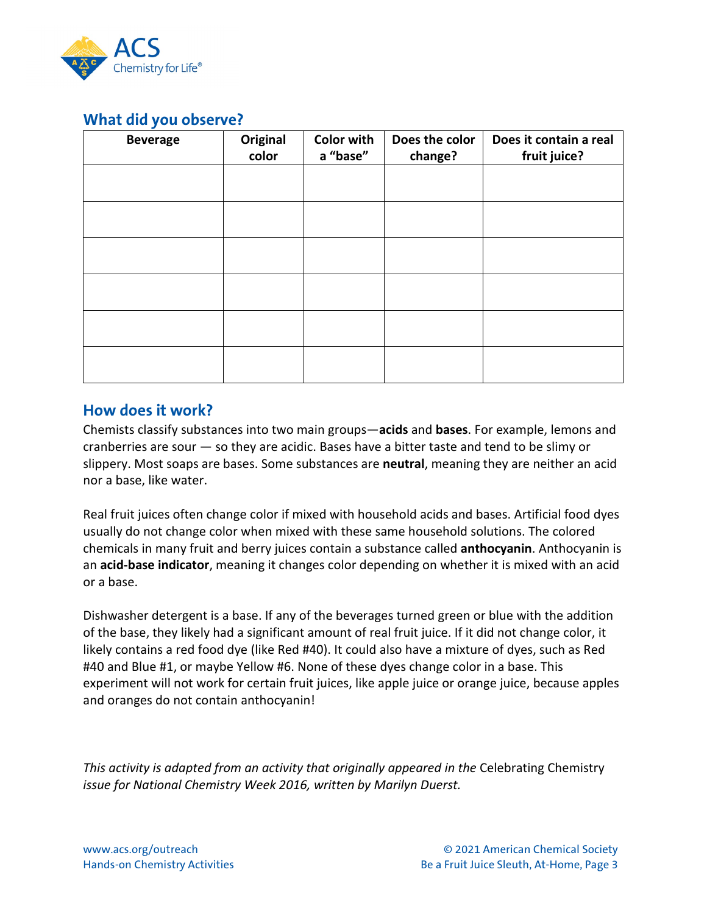## What did you observe?

| Beverage | Original color | Color with a "base" | Does the color change? | Does it contain a real fruit juice? |
|---|---|---|---|---|
| | | | | |
| | | | | |
| | | | | |
| | | | | |
| | | | | |
| | | | | |

## How does it work?

Chemists classify substances into two main groups—**acids** and **bases**. For example, lemons and cranberries are sour — so they are acidic. Bases have a bitter taste and tend to be slimy or slippery. Most soaps are bases. Some substances are **neutral**, meaning they are neither an acid nor a base, like water.

Real fruit juices often change color if mixed with household acids and bases. Artificial food dyes usually do not change color when mixed with these same household solutions. The colored chemicals in many fruit and berry juices contain a substance called **anthocyanin**. Anthocyanin is an **acid-base indicator**, meaning it changes color depending on whether it is mixed with an acid or a base.

Dishwasher detergent is a base. If any of the beverages turned green or blue with the addition of the base, they likely had a significant amount of real fruit juice. If it did not change color, it likely contains a red food dye (like Red #40). It could also have a mixture of dyes, such as Red #40 and Blue #1, or maybe Yellow #6. None of these dyes change color in a base. This experiment will not work for certain fruit juices, like apple juice or orange juice, because apples and oranges do not contain anthocyanin!

*This activity is adapted from an activity that originally appeared in the* Celebrating Chemistry *issue for National Chemistry Week 2016, written by Marilyn Duerst.*